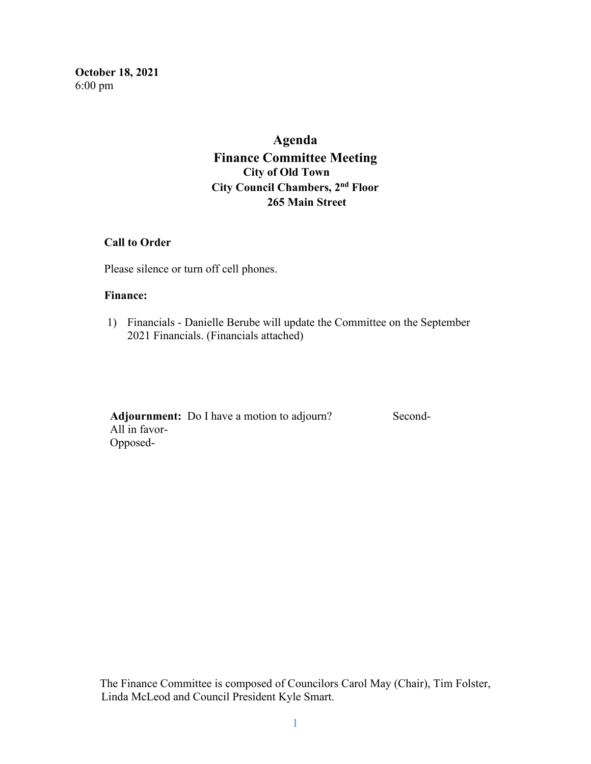**October 18, 2021**
6:00 pm

# Agenda
# Finance Committee Meeting
### City of Old Town
### City Council Chambers, 2nd Floor
### 265 Main Street

**Call to Order**

Please silence or turn off cell phones.

**Finance:**

1) Financials - Danielle Berube will update the Committee on the September 2021 Financials. (Financials attached)

**Adjournment:** Do I have a motion to adjourn? Second-
All in favor-
Opposed-

The Finance Committee is composed of Councilors Carol May (Chair), Tim Folster, Linda McLeod and Council President Kyle Smart.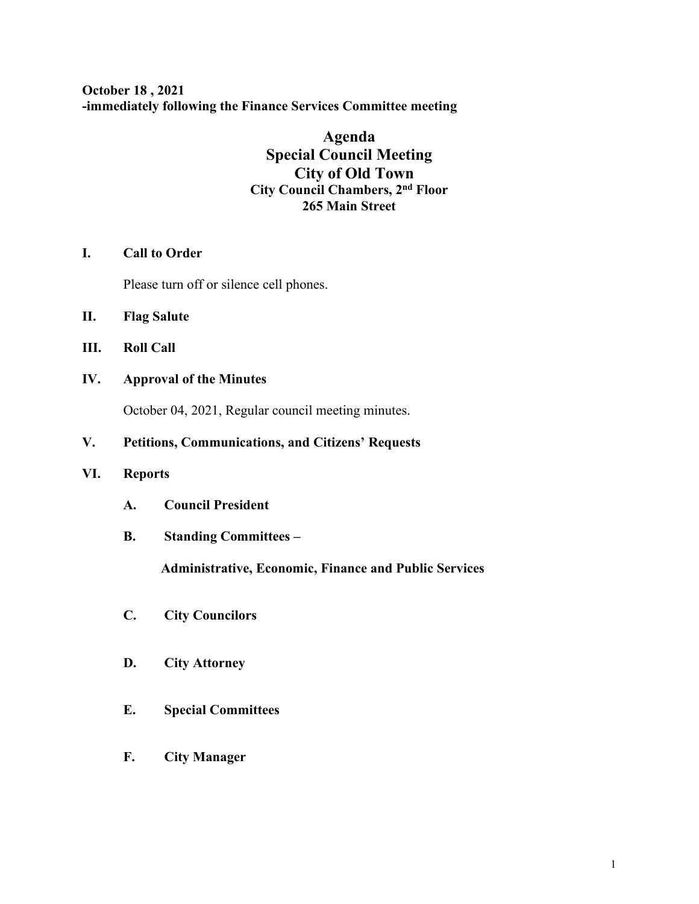**October 18 , 2021**
**-immediately following the Finance Services Committee meeting**

# Agenda
# Special Council Meeting
# City of Old Town
### City Council Chambers, 2nd Floor
### 265 Main Street

**I. Call to Order**

Please turn off or silence cell phones.

**II. Flag Salute**

**III. Roll Call**

**IV. Approval of the Minutes**

October 04, 2021, Regular council meeting minutes.

**V. Petitions, Communications, and Citizens' Requests**

**VI. Reports**

**A. Council President**

**B. Standing Committees –**

**Administrative, Economic, Finance and Public Services**

**C. City Councilors**

**D. City Attorney**

**E. Special Committees**

**F. City Manager**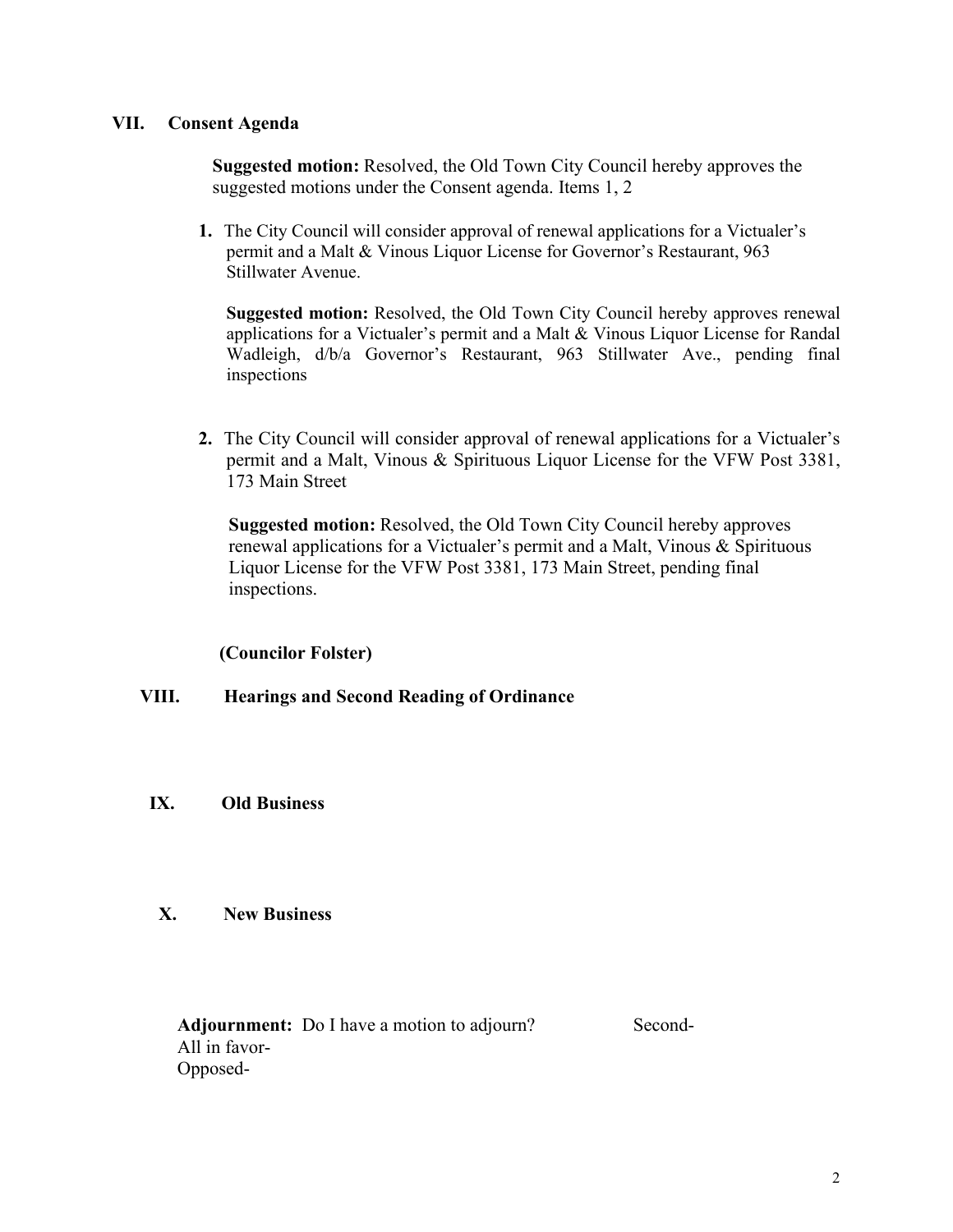## VII. Consent Agenda

**Suggested motion:** Resolved, the Old Town City Council hereby approves the suggested motions under the Consent agenda. Items 1, 2

1. The City Council will consider approval of renewal applications for a Victualer's permit and a Malt & Vinous Liquor License for Governor's Restaurant, 963 Stillwater Avenue.

   **Suggested motion:** Resolved, the Old Town City Council hereby approves renewal applications for a Victualer's permit and a Malt & Vinous Liquor License for Randal Wadleigh, d/b/a Governor's Restaurant, 963 Stillwater Ave., pending final inspections

2. The City Council will consider approval of renewal applications for a Victualer's permit and a Malt, Vinous & Spirituous Liquor License for the VFW Post 3381, 173 Main Street

   **Suggested motion:** Resolved, the Old Town City Council hereby approves renewal applications for a Victualer's permit and a Malt, Vinous & Spirituous Liquor License for the VFW Post 3381, 173 Main Street, pending final inspections.

**(Councilor Folster)**

## VIII. Hearings and Second Reading of Ordinance

## IX. Old Business

## X. New Business

**Adjournment:** Do I have a motion to adjourn? Second-
All in favor-
Opposed-